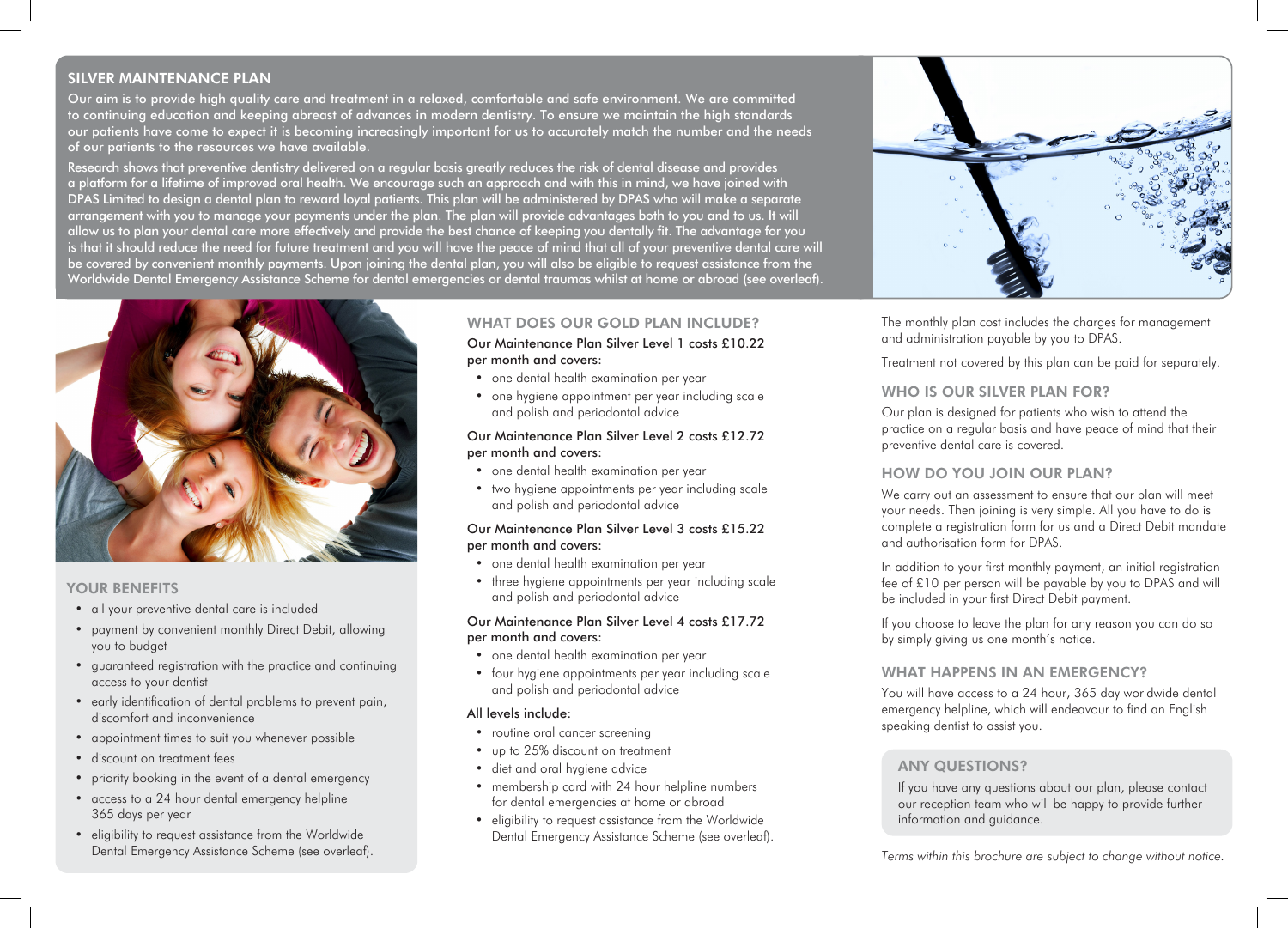## SILVER MAINTENANCE PLAN

Our aim is to provide high quality care and treatment in a relaxed, comfortable and safe environment. We are committed to continuing education and keeping abreast of advances in modern dentistry. To ensure we maintain the high standards our patients have come to expect it is becoming increasingly important for us to accurately match the number and the needs of our patients to the resources we have available.

Research shows that preventive dentistry delivered on a regular basis greatly reduces the risk of dental disease and provides a platform for a lifetime of improved oral health. We encourage such an approach and with this in mind, we have joined with DPAS Limited to design a dental plan to reward loyal patients. This plan will be administered by DPAS who will make a separate arrangement with you to manage your payments under the plan. The plan will provide advantages both to you and to us. It will allow us to plan your dental care more effectively and provide the best chance of keeping you dentally fit. The advantage for you is that it should reduce the need for future treatment and you will have the peace of mind that all of your preventive dental care will be covered by convenient monthly payments. Upon joining the dental plan, you will also be eligible to request assistance from the Worldwide Dental Emergency Assistance Scheme for dental emergencies or dental traumas whilst at home or abroad (see overleaf).

### YOUR BENEFITS

- all your preventive dental care is included
- payment by convenient monthly Direct Debit, allowing you to budget
- guaranteed registration with the practice and continuing access to your dentist
- early identification of dental problems to prevent pain, discomfort and inconvenience
- appointment times to suit you whenever possible
- discount on treatment fees
- priority booking in the event of a dental emergency
- access to a 24 hour dental emergency helpline 365 days per year
- eligibility to request assistance from the Worldwide Dental Emergency Assistance Scheme (see overleaf).

### WHAT DOES OUR GOLD PLAN INCLUDE?

Our Maintenance Plan Silver Level 1 costs £10.22 per month and covers:

- one dental health examination per year
- one hygiene appointment per year including scale and polish and periodontal advice

Our Maintenance Plan Silver Level 2 costs £12.72 per month and covers:

- one dental health examination per year
- two hygiene appointments per year including scale and polish and periodontal advice

Our Maintenance Plan Silver Level 3 costs £15.22 per month and covers:

- one dental health examination per year
- three hygiene appointments per year including scale and polish and periodontal advice

Our Maintenance Plan Silver Level 4 costs £17.72 per month and covers:

- one dental health examination per year
- four hygiene appointments per year including scale and polish and periodontal advice

All levels include:

- routine oral cancer screening
- up to 25% discount on treatment
- diet and oral hygiene advice
- membership card with 24 hour helpline numbers for dental emergencies at home or abroad
- eligibility to request assistance from the Worldwide Dental Emergency Assistance Scheme (see overleaf).

The monthly plan cost includes the charges for management and administration payable by you to DPAS.

Treatment not covered by this plan can be paid for separately.

### WHO IS OUR SILVER PLAN FOR?

Our plan is designed for patients who wish to attend the practice on a regular basis and have peace of mind that their preventive dental care is covered.

### HOW DO YOU JOIN OUR PLAN?

We carry out an assessment to ensure that our plan will meet your needs. Then joining is very simple. All you have to do is complete a registration form for us and a Direct Debit mandate and authorisation form for DPAS.

In addition to your first monthly payment, an initial registration fee of £10 per person will be payable by you to DPAS and will be included in your first Direct Debit payment.

If you choose to leave the plan for any reason you can do so by simply giving us one month's notice.

### WHAT HAPPENS IN AN EMERGENCY?

You will have access to a 24 hour, 365 day worldwide dental emergency helpline, which will endeavour to find an English speaking dentist to assist you.

### ANY QUESTIONS?

If you have any questions about our plan, please contact our reception team who will be happy to provide further information and guidance.

*Terms within this brochure are subject to change without notice.*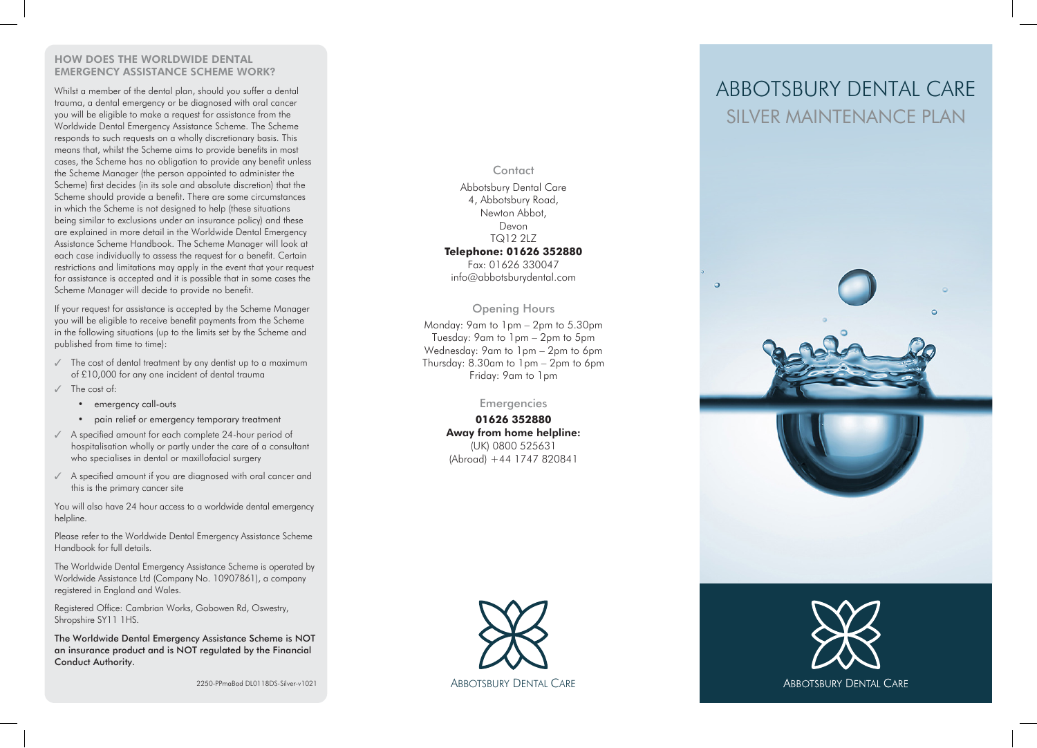## HOW DOES THE WORLDWIDE DENTAL EMERGENCY ASSISTANCE SCHEME WORK?

Whilst a member of the dental plan, should you suffer a dental trauma, a dental emergency or be diagnosed with oral cancer you will be eligible to make a request for assistance from the Worldwide Dental Emergency Assistance Scheme. The Scheme responds to such requests on a wholly discretionary basis. This means that, whilst the Scheme aims to provide benefits in most cases, the Scheme has no obligation to provide any benefit unless the Scheme Manager (the person appointed to administer the Scheme) first decides (in its sole and absolute discretion) that the Scheme should provide a benefit. There are some circumstances in which the Scheme is not designed to help (these situations being similar to exclusions under an insurance policy) and these are explained in more detail in the Worldwide Dental Emergency Assistance Scheme Handbook. The Scheme Manager will look at each case individually to assess the request for a benefit. Certain restrictions and limitations may apply in the event that your request for assistance is accepted and it is possible that in some cases the Scheme Manager will decide to provide no benefit.

If your request for assistance is accepted by the Scheme Manager you will be eligible to receive benefit payments from the Scheme in the following situations (up to the limits set by the Scheme and published from time to time):

- ✓ The cost of dental treatment by any dentist up to a maximum of £10,000 for any one incident of dental trauma
- ✓ The cost of:
  - emergency call-outs
  - pain relief or emergency temporary treatment
- ✓ A specified amount for each complete 24-hour period of hospitalisation wholly or partly under the care of a consultant who specialises in dental or maxillofacial surgery
- ✓ A specified amount if you are diagnosed with oral cancer and this is the primary cancer site

You will also have 24 hour access to a worldwide dental emergency helpline.

Please refer to the Worldwide Dental Emergency Assistance Scheme Handbook for full details.

The Worldwide Dental Emergency Assistance Scheme is operated by Worldwide Assistance Ltd (Company No. 10907861), a company registered in England and Wales.

Registered Office: Cambrian Works, Gobowen Rd, Oswestry, Shropshire SY11 1HS.

The Worldwide Dental Emergency Assistance Scheme is NOT an insurance product and is NOT regulated by the Financial Conduct Authority.

2250-PPmaBad DL0118DS-Silver-v1021

## Contact

Abbotsbury Dental Care
4, Abbotsbury Road,
Newton Abbot,
Devon
TQ12 2LZ
**Telephone: 01626 352880**
Fax: 01626 330047
info@abbotsburydental.com

## Opening Hours

Monday: 9am to 1pm – 2pm to 5.30pm
Tuesday: 9am to 1pm – 2pm to 5pm
Wednesday: 9am to 1pm – 2pm to 6pm
Thursday: 8.30am to 1pm – 2pm to 6pm
Friday: 9am to 1pm

## Emergencies

**01626 352880**
**Away from home helpline:**
(UK) 0800 525631
(Abroad) +44 1747 820841

Abbotsbury Dental Care

# ABBOTSBURY DENTAL CARE
## SILVER MAINTENANCE PLAN

Abbotsbury Dental Care